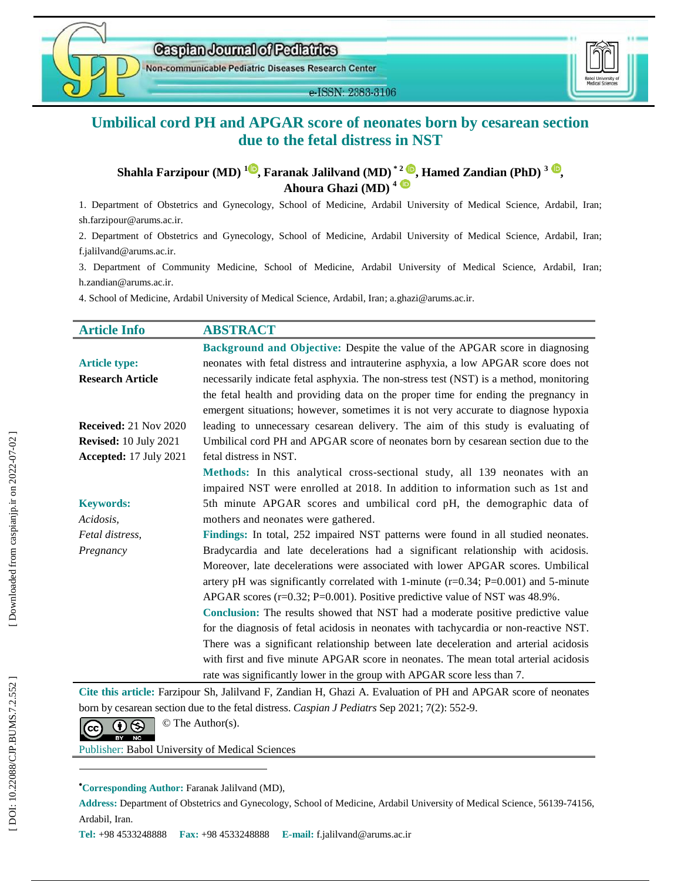# Umbilical cord PH and APGAR score of neonates born by cesarean section due to the fetal distress in NST

**Shahla Farzipour (MD)** [1], **Faranak Jalilvand (MD)** [*2], **Hamed Zandian (PhD)** [3], **Ahoura Ghazi (MD)** [4]

1. Department of Obstetrics and Gynecology, School of Medicine, Ardabil University of Medical Science, Ardabil, Iran; sh.farzipour@arums.ac.ir.
2. Department of Obstetrics and Gynecology, School of Medicine, Ardabil University of Medical Science, Ardabil, Iran; f.jalilvand@arums.ac.ir.
3. Department of Community Medicine, School of Medicine, Ardabil University of Medical Science, Ardabil, Iran; h.zandian@arums.ac.ir.
4. School of Medicine, Ardabil University of Medical Science, Ardabil, Iran; a.ghazi@arums.ac.ir.

## Article Info

**Article type:**
**Research Article**

**Received:** 21 Nov 2020
**Revised:** 10 July 2021
**Accepted:** 17 July 2021

**Keywords:**
*Acidosis,*
*Fetal distress,*
*Pregnancy*

## ABSTRACT

**Background and Objective:** Despite the value of the APGAR score in diagnosing neonates with fetal distress and intrauterine asphyxia, a low APGAR score does not necessarily indicate fetal asphyxia. The non-stress test (NST) is a method, monitoring the fetal health and providing data on the proper time for ending the pregnancy in emergent situations; however, sometimes it is not very accurate to diagnose hypoxia leading to unnecessary cesarean delivery. The aim of this study is evaluating of Umbilical cord PH and APGAR score of neonates born by cesarean section due to the fetal distress in NST.

**Methods:** In this analytical cross-sectional study, all 139 neonates with an impaired NST were enrolled at 2018. In addition to information such as 1st and 5th minute APGAR scores and umbilical cord pH, the demographic data of mothers and neonates were gathered.

**Findings:** In total, 252 impaired NST patterns were found in all studied neonates. Bradycardia and late decelerations had a significant relationship with acidosis. Moreover, late decelerations were associated with lower APGAR scores. Umbilical artery pH was significantly correlated with 1-minute ($r=0.34$; $P=0.001$) and 5-minute APGAR scores ($r=0.32$; $P=0.001$). Positive predictive value of NST was 48.9%.

**Conclusion:** The results showed that NST had a moderate positive predictive value for the diagnosis of fetal acidosis in neonates with tachycardia or non-reactive NST. There was a significant relationship between late deceleration and arterial acidosis with first and five minute APGAR score in neonates. The mean total arterial acidosis rate was significantly lower in the group with APGAR score less than 7.

**Cite this article:** Farzipour Sh, Jalilvand F, Zandian H, Ghazi A. Evaluation of PH and APGAR score of neonates born by cesarean section due to the fetal distress. *Caspian J Pediatrs* Sep 2021; 7(2): 552-9.

© The Author(s).

Publisher: Babol University of Medical Sciences

---

***Corresponding Author:** Faranak Jalilvand (MD),

**Address:** Department of Obstetrics and Gynecology, School of Medicine, Ardabil University of Medical Science, 56139-74156, Ardabil, Iran.

**Tel:** +98 4533248888 **Fax:** +98 4533248888 **E-mail:** f.jalilvand@arums.ac.ir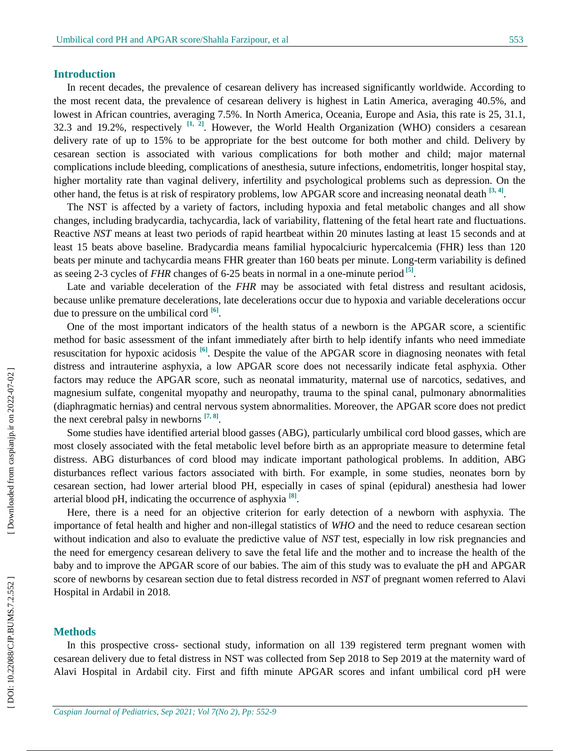## Introduction

In recent decades, the prevalence of cesarean delivery has increased significantly worldwide. According to the most recent data, the prevalence of cesarean delivery is highest in Latin America, averaging 40.5%, and lowest in African countries, averaging 7.5%. In North America, Oceania, Europe and Asia, this rate is 25, 31.1, 32.3 and 19.2%, respectively [1, 2]. However, the World Health Organization (WHO) considers a cesarean delivery rate of up to 15% to be appropriate for the best outcome for both mother and child. Delivery by cesarean section is associated with various complications for both mother and child; major maternal complications include bleeding, complications of anesthesia, suture infections, endometritis, longer hospital stay, higher mortality rate than vaginal delivery, infertility and psychological problems such as depression. On the other hand, the fetus is at risk of respiratory problems, low APGAR score and increasing neonatal death [3, 4].

The NST is affected by a variety of factors, including hypoxia and fetal metabolic changes and all show changes, including bradycardia, tachycardia, lack of variability, flattening of the fetal heart rate and fluctuations. Reactive *NST* means at least two periods of rapid heartbeat within 20 minutes lasting at least 15 seconds and at least 15 beats above baseline. Bradycardia means familial hypocalciuric hypercalcemia (FHR) less than 120 beats per minute and tachycardia means FHR greater than 160 beats per minute. Long-term variability is defined as seeing 2-3 cycles of *FHR* changes of 6-25 beats in normal in a one-minute period [5].

Late and variable deceleration of the *FHR* may be associated with fetal distress and resultant acidosis, because unlike premature decelerations, late decelerations occur due to hypoxia and variable decelerations occur due to pressure on the umbilical cord [6].

One of the most important indicators of the health status of a newborn is the APGAR score, a scientific method for basic assessment of the infant immediately after birth to help identify infants who need immediate resuscitation for hypoxic acidosis [6]. Despite the value of the APGAR score in diagnosing neonates with fetal distress and intrauterine asphyxia, a low APGAR score does not necessarily indicate fetal asphyxia. Other factors may reduce the APGAR score, such as neonatal immaturity, maternal use of narcotics, sedatives, and magnesium sulfate, congenital myopathy and neuropathy, trauma to the spinal canal, pulmonary abnormalities (diaphragmatic hernias) and central nervous system abnormalities. Moreover, the APGAR score does not predict the next cerebral palsy in newborns [7, 8].

Some studies have identified arterial blood gasses (ABG), particularly umbilical cord blood gasses, which are most closely associated with the fetal metabolic level before birth as an appropriate measure to determine fetal distress. ABG disturbances of cord blood may indicate important pathological problems. In addition, ABG disturbances reflect various factors associated with birth. For example, in some studies, neonates born by cesarean section, had lower arterial blood PH, especially in cases of spinal (epidural) anesthesia had lower arterial blood pH, indicating the occurrence of asphyxia [8].

Here, there is a need for an objective criterion for early detection of a newborn with asphyxia. The importance of fetal health and higher and non-illegal statistics of *WHO* and the need to reduce cesarean section without indication and also to evaluate the predictive value of *NST* test, especially in low risk pregnancies and the need for emergency cesarean delivery to save the fetal life and the mother and to increase the health of the baby and to improve the APGAR score of our babies. The aim of this study was to evaluate the pH and APGAR score of newborns by cesarean section due to fetal distress recorded in *NST* of pregnant women referred to Alavi Hospital in Ardabil in 2018.

## Methods

In this prospective cross- sectional study, information on all 139 registered term pregnant women with cesarean delivery due to fetal distress in NST was collected from Sep 2018 to Sep 2019 at the maternity ward of Alavi Hospital in Ardabil city. First and fifth minute APGAR scores and infant umbilical cord pH were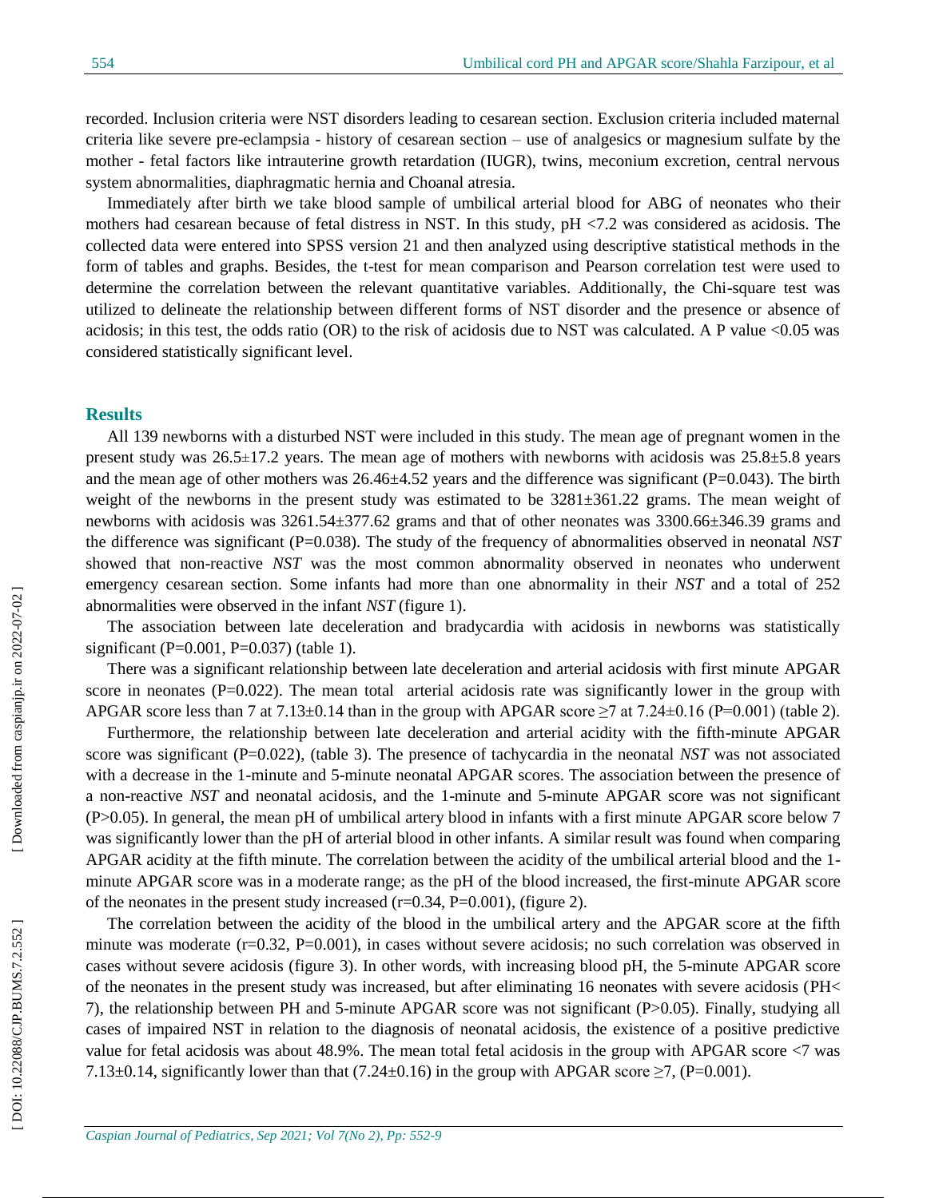recorded. Inclusion criteria were NST disorders leading to cesarean section. Exclusion criteria included maternal criteria like severe pre-eclampsia - history of cesarean section – use of analgesics or magnesium sulfate by the mother - fetal factors like intrauterine growth retardation (IUGR), twins, meconium excretion, central nervous system abnormalities, diaphragmatic hernia and Choanal atresia.

Immediately after birth we take blood sample of umbilical arterial blood for ABG of neonates who their mothers had cesarean because of fetal distress in NST. In this study, pH <7.2 was considered as acidosis. The collected data were entered into SPSS version 21 and then analyzed using descriptive statistical methods in the form of tables and graphs. Besides, the t-test for mean comparison and Pearson correlation test were used to determine the correlation between the relevant quantitative variables. Additionally, the Chi-square test was utilized to delineate the relationship between different forms of NST disorder and the presence or absence of acidosis; in this test, the odds ratio (OR) to the risk of acidosis due to NST was calculated. A P value <0.05 was considered statistically significant level.

## Results

All 139 newborns with a disturbed NST were included in this study. The mean age of pregnant women in the present study was 26.5±17.2 years. The mean age of mothers with newborns with acidosis was 25.8±5.8 years and the mean age of other mothers was 26.46±4.52 years and the difference was significant (P=0.043). The birth weight of the newborns in the present study was estimated to be 3281±361.22 grams. The mean weight of newborns with acidosis was 3261.54±377.62 grams and that of other neonates was 3300.66±346.39 grams and the difference was significant (P=0.038). The study of the frequency of abnormalities observed in neonatal *NST* showed that non-reactive *NST* was the most common abnormality observed in neonates who underwent emergency cesarean section. Some infants had more than one abnormality in their *NST* and a total of 252 abnormalities were observed in the infant *NST* (figure 1).

The association between late deceleration and bradycardia with acidosis in newborns was statistically significant (P=0.001, P=0.037) (table 1).

There was a significant relationship between late deceleration and arterial acidosis with first minute APGAR score in neonates (P=0.022). The mean total arterial acidosis rate was significantly lower in the group with APGAR score less than 7 at 7.13±0.14 than in the group with APGAR score ≥7 at 7.24±0.16 (P=0.001) (table 2).

Furthermore, the relationship between late deceleration and arterial acidity with the fifth-minute APGAR score was significant (P=0.022), (table 3). The presence of tachycardia in the neonatal *NST* was not associated with a decrease in the 1-minute and 5-minute neonatal APGAR scores. The association between the presence of a non-reactive *NST* and neonatal acidosis, and the 1-minute and 5-minute APGAR score was not significant (P>0.05). In general, the mean pH of umbilical artery blood in infants with a first minute APGAR score below 7 was significantly lower than the pH of arterial blood in other infants. A similar result was found when comparing APGAR acidity at the fifth minute. The correlation between the acidity of the umbilical arterial blood and the 1-minute APGAR score was in a moderate range; as the pH of the blood increased, the first-minute APGAR score of the neonates in the present study increased (r=0.34, P=0.001), (figure 2).

The correlation between the acidity of the blood in the umbilical artery and the APGAR score at the fifth minute was moderate (r=0.32, P=0.001), in cases without severe acidosis; no such correlation was observed in cases without severe acidosis (figure 3). In other words, with increasing blood pH, the 5-minute APGAR score of the neonates in the present study was increased, but after eliminating 16 neonates with severe acidosis (PH< 7), the relationship between PH and 5-minute APGAR score was not significant (P>0.05). Finally, studying all cases of impaired NST in relation to the diagnosis of neonatal acidosis, the existence of a positive predictive value for fetal acidosis was about 48.9%. The mean total fetal acidosis in the group with APGAR score <7 was 7.13±0.14, significantly lower than that (7.24±0.16) in the group with APGAR score ≥7, (P=0.001).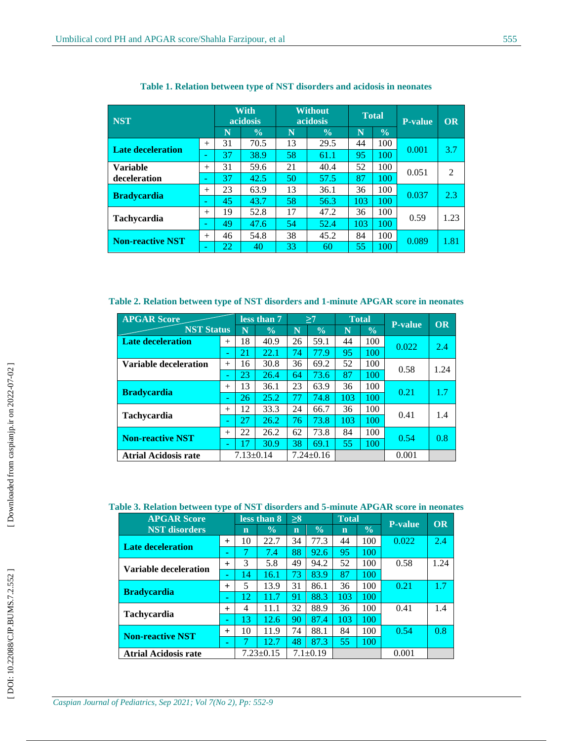**Table 1. Relation between type of NST disorders and acidosis in neonates**

| NST | | With acidosis | | Without acidosis | | Total | | P-value | OR |
|---|---|---|---|---|---|---|---|---|---|
| | | N | % | N | % | N | % | | |
| Late deceleration | + | 31 | 70.5 | 13 | 29.5 | 44 | 100 | 0.001 | 3.7 |
| | - | 37 | 38.9 | 58 | 61.1 | 95 | 100 | | |
| Variable deceleration | + | 31 | 59.6 | 21 | 40.4 | 52 | 100 | 0.051 | 2 |
| | - | 37 | 42.5 | 50 | 57.5 | 87 | 100 | | |
| Bradycardia | + | 23 | 63.9 | 13 | 36.1 | 36 | 100 | 0.037 | 2.3 |
| | - | 45 | 43.7 | 58 | 56.3 | 103 | 100 | | |
| Tachycardia | + | 19 | 52.8 | 17 | 47.2 | 36 | 100 | 0.59 | 1.23 |
| | - | 49 | 47.6 | 54 | 52.4 | 103 | 100 | | |
| Non-reactive NST | + | 46 | 54.8 | 38 | 45.2 | 84 | 100 | 0.089 | 1.81 |
| | - | 22 | 40 | 33 | 60 | 55 | 100 | | |

**Table 2. Relation between type of NST disorders and 1-minute APGAR score in neonates**

| APGAR Score / NST Status | | less than 7 | | ≥7 | | Total | | P-value | OR |
|---|---|---|---|---|---|---|---|---|---|
| | | N | % | N | % | N | % | | |
| Late deceleration | + | 18 | 40.9 | 26 | 59.1 | 44 | 100 | 0.022 | 2.4 |
| | - | 21 | 22.1 | 74 | 77.9 | 95 | 100 | | |
| Variable deceleration | + | 16 | 30.8 | 36 | 69.2 | 52 | 100 | 0.58 | 1.24 |
| | - | 23 | 26.4 | 64 | 73.6 | 87 | 100 | | |
| Bradycardia | + | 13 | 36.1 | 23 | 63.9 | 36 | 100 | 0.21 | 1.7 |
| | - | 26 | 25.2 | 77 | 74.8 | 103 | 100 | | |
| Tachycardia | + | 12 | 33.3 | 24 | 66.7 | 36 | 100 | 0.41 | 1.4 |
| | - | 27 | 26.2 | 76 | 73.8 | 103 | 100 | | |
| Non-reactive NST | + | 22 | 26.2 | 62 | 73.8 | 84 | 100 | 0.54 | 0.8 |
| | - | 17 | 30.9 | 38 | 69.1 | 55 | 100 | | |
| Atrial Acidosis rate | | 7.13±0.14 | | 7.24±0.16 | | | | 0.001 | |

**Table 3. Relation between type of NST disorders and 5-minute APGAR score in neonates**

| APGAR Score / NST disorders | | less than 8 | | ≥8 | | Total | | P-value | OR |
|---|---|---|---|---|---|---|---|---|---|
| | | n | % | n | % | n | % | | |
| Late deceleration | + | 10 | 22.7 | 34 | 77.3 | 44 | 100 | 0.022 | 2.4 |
| | - | 7 | 7.4 | 88 | 92.6 | 95 | 100 | | |
| Variable deceleration | + | 3 | 5.8 | 49 | 94.2 | 52 | 100 | 0.58 | 1.24 |
| | - | 14 | 16.1 | 73 | 83.9 | 87 | 100 | | |
| Bradycardia | + | 5 | 13.9 | 31 | 86.1 | 36 | 100 | 0.21 | 1.7 |
| | - | 12 | 11.7 | 91 | 88.3 | 103 | 100 | | |
| Tachycardia | + | 4 | 11.1 | 32 | 88.9 | 36 | 100 | 0.41 | 1.4 |
| | - | 13 | 12.6 | 90 | 87.4 | 103 | 100 | | |
| Non-reactive NST | + | 10 | 11.9 | 74 | 88.1 | 84 | 100 | 0.54 | 0.8 |
| | - | 7 | 12.7 | 48 | 87.3 | 55 | 100 | | |
| Atrial Acidosis rate | | 7.23±0.15 | | 7.1±0.19 | | | | 0.001 | |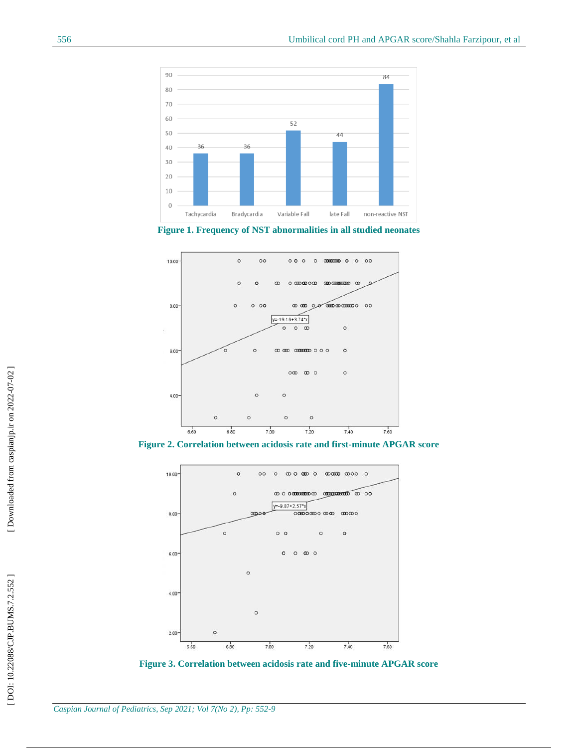Figure 1. Frequency of NST abnormalities in all studied neonates

Figure 2. Correlation between acidosis rate and first-minute APGAR score

Figure 3. Correlation between acidosis rate and five-minute APGAR score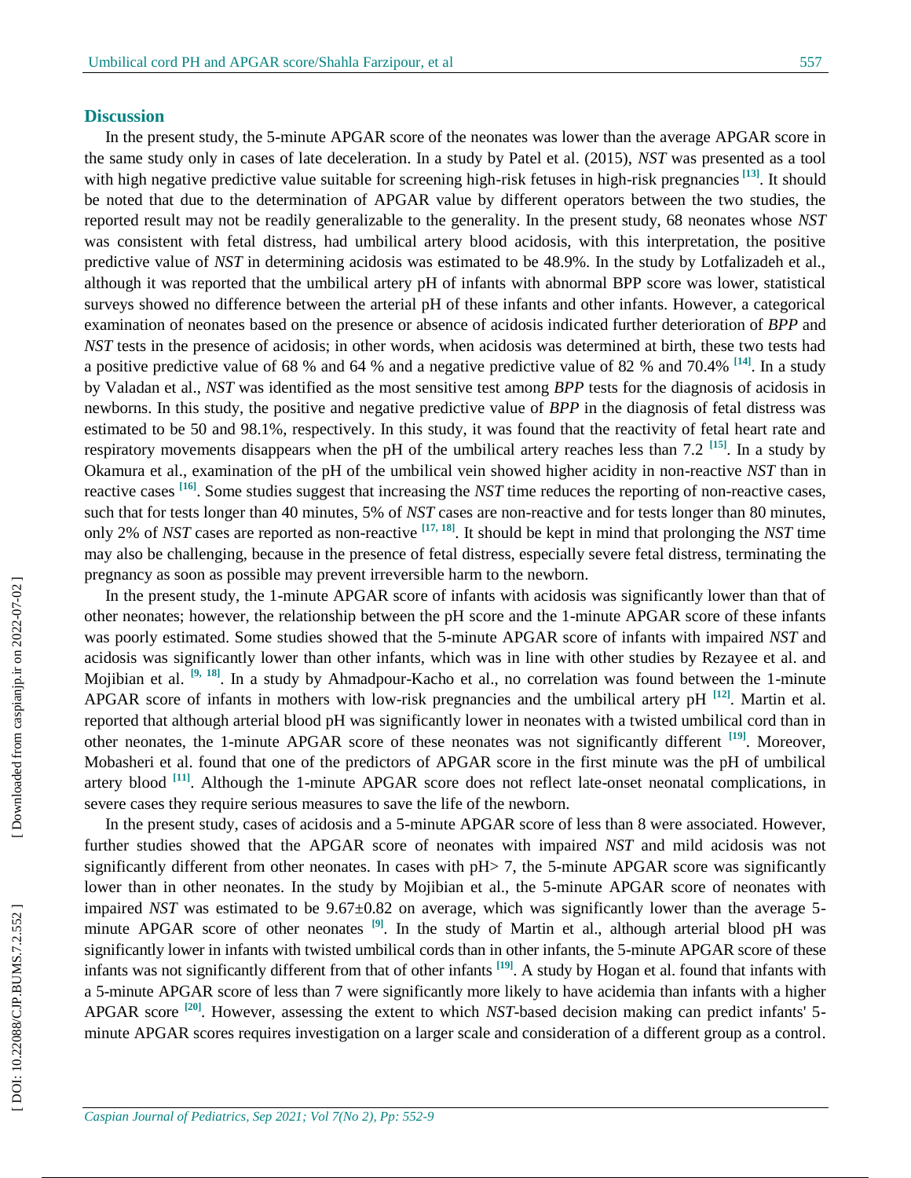## Discussion

In the present study, the 5-minute APGAR score of the neonates was lower than the average APGAR score in the same study only in cases of late deceleration. In a study by Patel et al. (2015), *NST* was presented as a tool with high negative predictive value suitable for screening high-risk fetuses in high-risk pregnancies [13]. It should be noted that due to the determination of APGAR value by different operators between the two studies, the reported result may not be readily generalizable to the generality. In the present study, 68 neonates whose *NST* was consistent with fetal distress, had umbilical artery blood acidosis, with this interpretation, the positive predictive value of *NST* in determining acidosis was estimated to be 48.9%. In the study by Lotfalizadeh et al., although it was reported that the umbilical artery pH of infants with abnormal BPP score was lower, statistical surveys showed no difference between the arterial pH of these infants and other infants. However, a categorical examination of neonates based on the presence or absence of acidosis indicated further deterioration of *BPP* and *NST* tests in the presence of acidosis; in other words, when acidosis was determined at birth, these two tests had a positive predictive value of 68 % and 64 % and a negative predictive value of 82 % and 70.4% [14]. In a study by Valadan et al., *NST* was identified as the most sensitive test among *BPP* tests for the diagnosis of acidosis in newborns. In this study, the positive and negative predictive value of *BPP* in the diagnosis of fetal distress was estimated to be 50 and 98.1%, respectively. In this study, it was found that the reactivity of fetal heart rate and respiratory movements disappears when the pH of the umbilical artery reaches less than 7.2 [15]. In a study by Okamura et al., examination of the pH of the umbilical vein showed higher acidity in non-reactive *NST* than in reactive cases [16]. Some studies suggest that increasing the *NST* time reduces the reporting of non-reactive cases, such that for tests longer than 40 minutes, 5% of *NST* cases are non-reactive and for tests longer than 80 minutes, only 2% of *NST* cases are reported as non-reactive [17, 18]. It should be kept in mind that prolonging the *NST* time may also be challenging, because in the presence of fetal distress, especially severe fetal distress, terminating the pregnancy as soon as possible may prevent irreversible harm to the newborn.

In the present study, the 1-minute APGAR score of infants with acidosis was significantly lower than that of other neonates; however, the relationship between the pH score and the 1-minute APGAR score of these infants was poorly estimated. Some studies showed that the 5-minute APGAR score of infants with impaired *NST* and acidosis was significantly lower than other infants, which was in line with other studies by Rezayee et al. and Mojibian et al. [9, 18]. In a study by Ahmadpour-Kacho et al., no correlation was found between the 1-minute APGAR score of infants in mothers with low-risk pregnancies and the umbilical artery pH [12]. Martin et al. reported that although arterial blood pH was significantly lower in neonates with a twisted umbilical cord than in other neonates, the 1-minute APGAR score of these neonates was not significantly different [19]. Moreover, Mobasheri et al. found that one of the predictors of APGAR score in the first minute was the pH of umbilical artery blood [11]. Although the 1-minute APGAR score does not reflect late-onset neonatal complications, in severe cases they require serious measures to save the life of the newborn.

In the present study, cases of acidosis and a 5-minute APGAR score of less than 8 were associated. However, further studies showed that the APGAR score of neonates with impaired *NST* and mild acidosis was not significantly different from other neonates. In cases with pH> 7, the 5-minute APGAR score was significantly lower than in other neonates. In the study by Mojibian et al., the 5-minute APGAR score of neonates with impaired *NST* was estimated to be 9.67±0.82 on average, which was significantly lower than the average 5-minute APGAR score of other neonates [9]. In the study of Martin et al., although arterial blood pH was significantly lower in infants with twisted umbilical cords than in other infants, the 5-minute APGAR score of these infants was not significantly different from that of other infants [19]. A study by Hogan et al. found that infants with a 5-minute APGAR score of less than 7 were significantly more likely to have acidemia than infants with a higher APGAR score [20]. However, assessing the extent to which *NST*-based decision making can predict infants' 5-minute APGAR scores requires investigation on a larger scale and consideration of a different group as a control.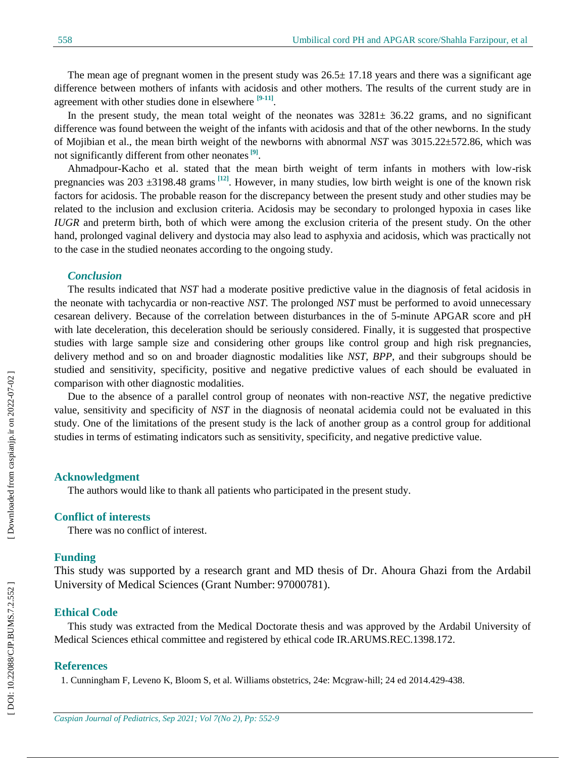The mean age of pregnant women in the present study was 26.5± 17.18 years and there was a significant age difference between mothers of infants with acidosis and other mothers. The results of the current study are in agreement with other studies done in elsewhere [9-11].

In the present study, the mean total weight of the neonates was 3281± 36.22 grams, and no significant difference was found between the weight of the infants with acidosis and that of the other newborns. In the study of Mojibian et al., the mean birth weight of the newborns with abnormal *NST* was 3015.22±572.86, which was not significantly different from other neonates [9].

Ahmadpour-Kacho et al. stated that the mean birth weight of term infants in mothers with low-risk pregnancies was 203 ±3198.48 grams [12]. However, in many studies, low birth weight is one of the known risk factors for acidosis. The probable reason for the discrepancy between the present study and other studies may be related to the inclusion and exclusion criteria. Acidosis may be secondary to prolonged hypoxia in cases like *IUGR* and preterm birth, both of which were among the exclusion criteria of the present study. On the other hand, prolonged vaginal delivery and dystocia may also lead to asphyxia and acidosis, which was practically not to the case in the studied neonates according to the ongoing study.

### *Conclusion*

The results indicated that *NST* had a moderate positive predictive value in the diagnosis of fetal acidosis in the neonate with tachycardia or non-reactive *NST*. The prolonged *NST* must be performed to avoid unnecessary cesarean delivery. Because of the correlation between disturbances in the of 5-minute APGAR score and pH with late deceleration, this deceleration should be seriously considered. Finally, it is suggested that prospective studies with large sample size and considering other groups like control group and high risk pregnancies, delivery method and so on and broader diagnostic modalities like *NST*, *BPP*, and their subgroups should be studied and sensitivity, specificity, positive and negative predictive values of each should be evaluated in comparison with other diagnostic modalities.

Due to the absence of a parallel control group of neonates with non-reactive *NST*, the negative predictive value, sensitivity and specificity of *NST* in the diagnosis of neonatal acidemia could not be evaluated in this study. One of the limitations of the present study is the lack of another group as a control group for additional studies in terms of estimating indicators such as sensitivity, specificity, and negative predictive value.

## Acknowledgment

The authors would like to thank all patients who participated in the present study.

## Conflict of interests

There was no conflict of interest.

## Funding

This study was supported by a research grant and MD thesis of Dr. Ahoura Ghazi from the Ardabil University of Medical Sciences (Grant Number: 97000781).

## Ethical Code

This study was extracted from the Medical Doctorate thesis and was approved by the Ardabil University of Medical Sciences ethical committee and registered by ethical code IR.ARUMS.REC.1398.172.

## References

1. Cunningham F, Leveno K, Bloom S, et al. Williams obstetrics, 24e: Mcgraw-hill; 24 ed 2014.429-438.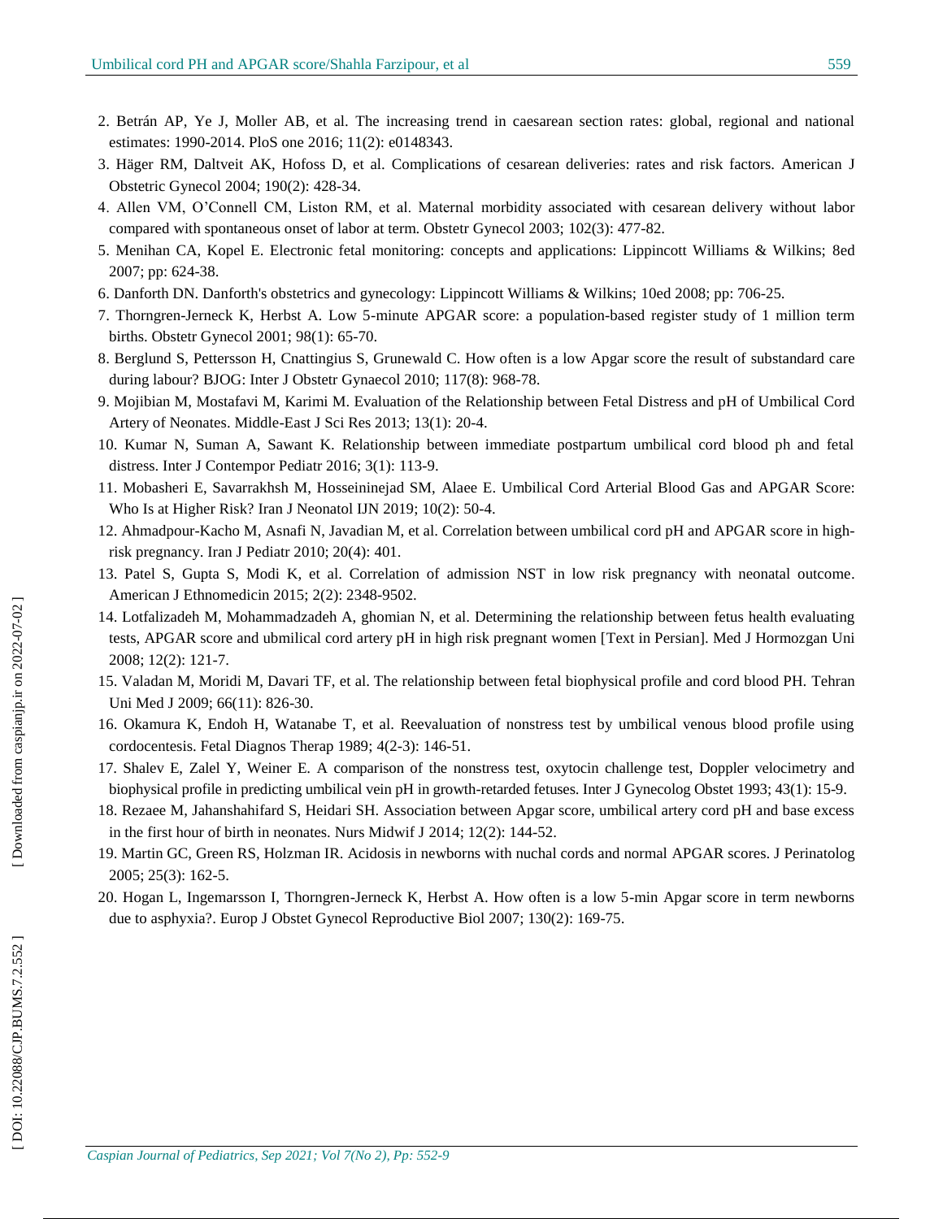2. Betrán AP, Ye J, Moller AB, et al. The increasing trend in caesarean section rates: global, regional and national estimates: 1990-2014. PloS one 2016; 11(2): e0148343.
3. Häger RM, Daltveit AK, Hofoss D, et al. Complications of cesarean deliveries: rates and risk factors. American J Obstetric Gynecol 2004; 190(2): 428-34.
4. Allen VM, O'Connell CM, Liston RM, et al. Maternal morbidity associated with cesarean delivery without labor compared with spontaneous onset of labor at term. Obstetr Gynecol 2003; 102(3): 477-82.
5. Menihan CA, Kopel E. Electronic fetal monitoring: concepts and applications: Lippincott Williams & Wilkins; 8ed 2007; pp: 624-38.
6. Danforth DN. Danforth's obstetrics and gynecology: Lippincott Williams & Wilkins; 10ed 2008; pp: 706-25.
7. Thorngren-Jerneck K, Herbst A. Low 5-minute APGAR score: a population-based register study of 1 million term births. Obstetr Gynecol 2001; 98(1): 65-70.
8. Berglund S, Pettersson H, Cnattingius S, Grunewald C. How often is a low Apgar score the result of substandard care during labour? BJOG: Inter J Obstetr Gynaecol 2010; 117(8): 968-78.
9. Mojibian M, Mostafavi M, Karimi M. Evaluation of the Relationship between Fetal Distress and pH of Umbilical Cord Artery of Neonates. Middle-East J Sci Res 2013; 13(1): 20-4.
10. Kumar N, Suman A, Sawant K. Relationship between immediate postpartum umbilical cord blood ph and fetal distress. Inter J Contempor Pediatr 2016; 3(1): 113-9.
11. Mobasheri E, Savarrakhsh M, Hosseininejad SM, Alaee E. Umbilical Cord Arterial Blood Gas and APGAR Score: Who Is at Higher Risk? Iran J Neonatol IJN 2019; 10(2): 50-4.
12. Ahmadpour-Kacho M, Asnafi N, Javadian M, et al. Correlation between umbilical cord pH and APGAR score in high-risk pregnancy. Iran J Pediatr 2010; 20(4): 401.
13. Patel S, Gupta S, Modi K, et al. Correlation of admission NST in low risk pregnancy with neonatal outcome. American J Ethnomedicin 2015; 2(2): 2348-9502.
14. Lotfalizadeh M, Mohammadzadeh A, ghomian N, et al. Determining the relationship between fetus health evaluating tests, APGAR score and ubmilical cord artery pH in high risk pregnant women [Text in Persian]. Med J Hormozgan Uni 2008; 12(2): 121-7.
15. Valadan M, Moridi M, Davari TF, et al. The relationship between fetal biophysical profile and cord blood PH. Tehran Uni Med J 2009; 66(11): 826-30.
16. Okamura K, Endoh H, Watanabe T, et al. Reevaluation of nonstress test by umbilical venous blood profile using cordocentesis. Fetal Diagnos Therap 1989; 4(2-3): 146-51.
17. Shalev E, Zalel Y, Weiner E. A comparison of the nonstress test, oxytocin challenge test, Doppler velocimetry and biophysical profile in predicting umbilical vein pH in growth-retarded fetuses. Inter J Gynecolog Obstet 1993; 43(1): 15-9.
18. Rezaee M, Jahanshahifard S, Heidari SH. Association between Apgar score, umbilical artery cord pH and base excess in the first hour of birth in neonates. Nurs Midwif J 2014; 12(2): 144-52.
19. Martin GC, Green RS, Holzman IR. Acidosis in newborns with nuchal cords and normal APGAR scores. J Perinatolog 2005; 25(3): 162-5.
20. Hogan L, Ingemarsson I, Thorngren-Jerneck K, Herbst A. How often is a low 5-min Apgar score in term newborns due to asphyxia?. Europ J Obstet Gynecol Reproductive Biol 2007; 130(2): 169-75.